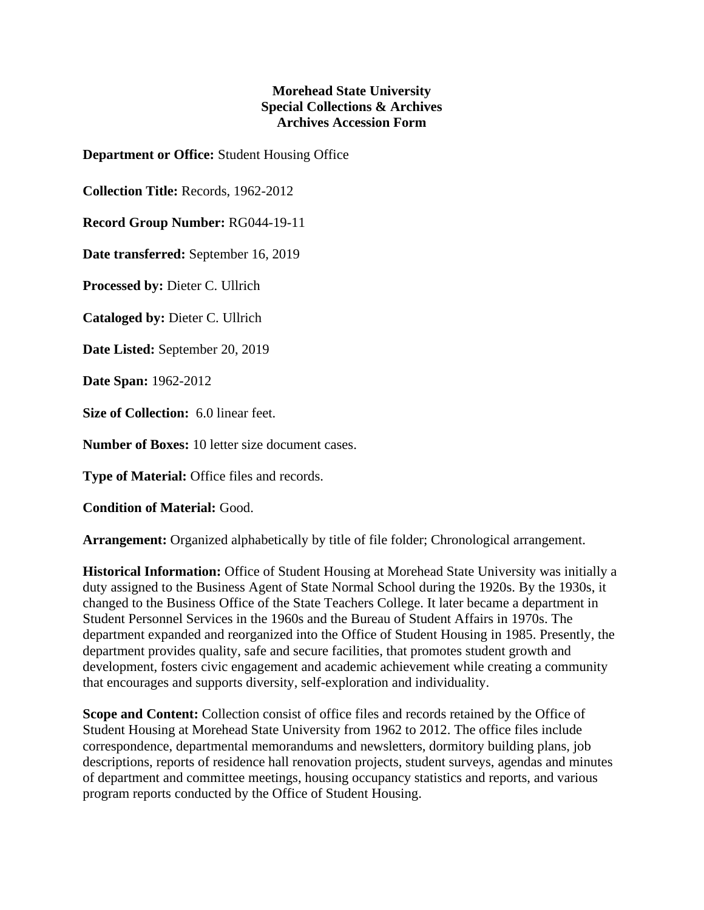**Morehead State University**
**Special Collections & Archives**
**Archives Accession Form**

**Department or Office:** Student Housing Office

**Collection Title:** Records, 1962-2012

**Record Group Number:** RG044-19-11

**Date transferred:** September 16, 2019

**Processed by:** Dieter C. Ullrich

**Cataloged by:** Dieter C. Ullrich

**Date Listed:** September 20, 2019

**Date Span:** 1962-2012

**Size of Collection:** 6.0 linear feet.

**Number of Boxes:** 10 letter size document cases.

**Type of Material:** Office files and records.

**Condition of Material:** Good.

**Arrangement:** Organized alphabetically by title of file folder; Chronological arrangement.

**Historical Information:** Office of Student Housing at Morehead State University was initially a duty assigned to the Business Agent of State Normal School during the 1920s. By the 1930s, it changed to the Business Office of the State Teachers College. It later became a department in Student Personnel Services in the 1960s and the Bureau of Student Affairs in 1970s. The department expanded and reorganized into the Office of Student Housing in 1985. Presently, the department provides quality, safe and secure facilities, that promotes student growth and development, fosters civic engagement and academic achievement while creating a community that encourages and supports diversity, self-exploration and individuality.

**Scope and Content:** Collection consist of office files and records retained by the Office of Student Housing at Morehead State University from 1962 to 2012. The office files include correspondence, departmental memorandums and newsletters, dormitory building plans, job descriptions, reports of residence hall renovation projects, student surveys, agendas and minutes of department and committee meetings, housing occupancy statistics and reports, and various program reports conducted by the Office of Student Housing.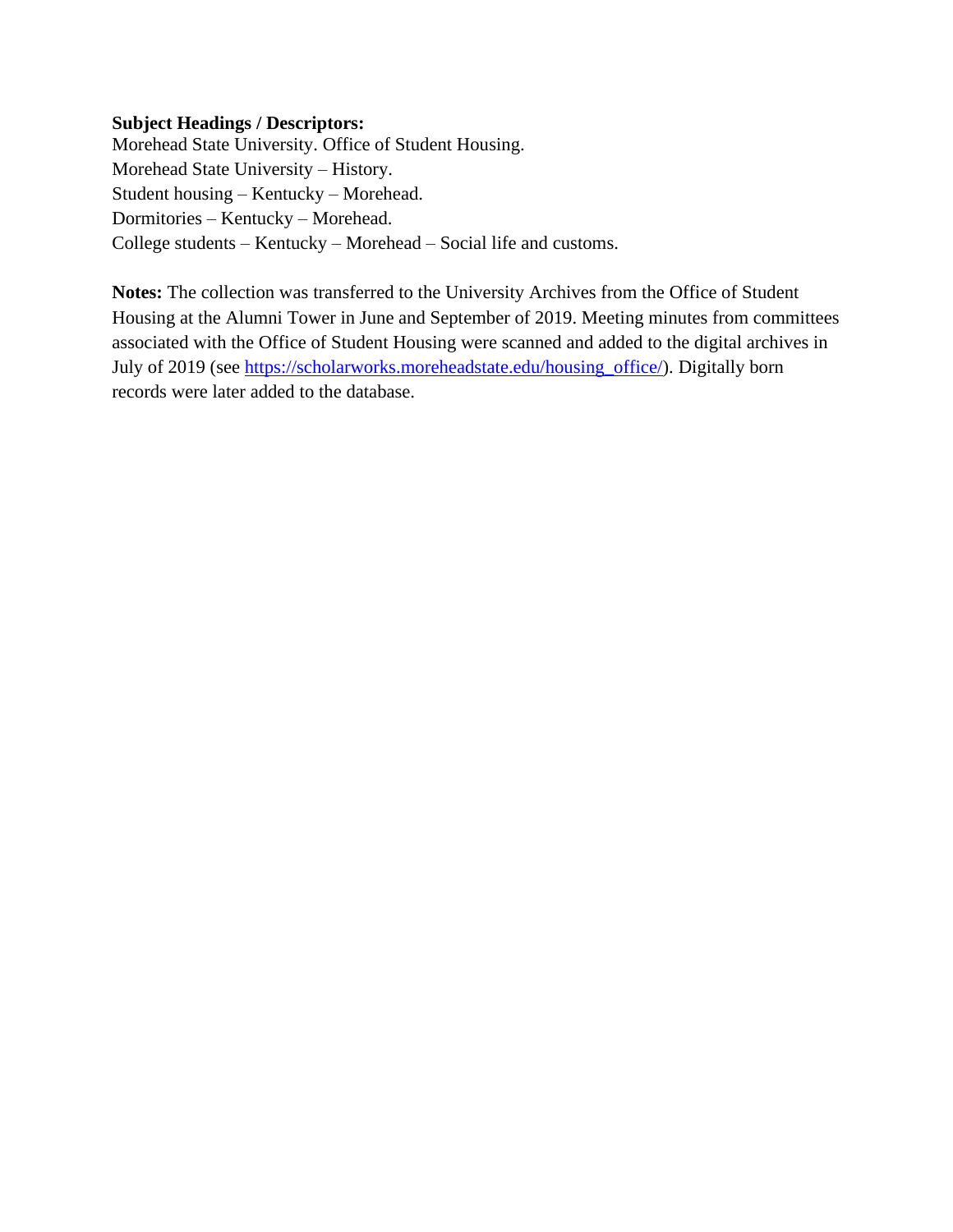**Subject Headings / Descriptors:**
Morehead State University. Office of Student Housing.
Morehead State University – History.
Student housing – Kentucky – Morehead.
Dormitories – Kentucky – Morehead.
College students – Kentucky – Morehead – Social life and customs.

**Notes:** The collection was transferred to the University Archives from the Office of Student Housing at the Alumni Tower in June and September of 2019. Meeting minutes from committees associated with the Office of Student Housing were scanned and added to the digital archives in July of 2019 (see https://scholarworks.moreheadstate.edu/housing_office/). Digitally born records were later added to the database.